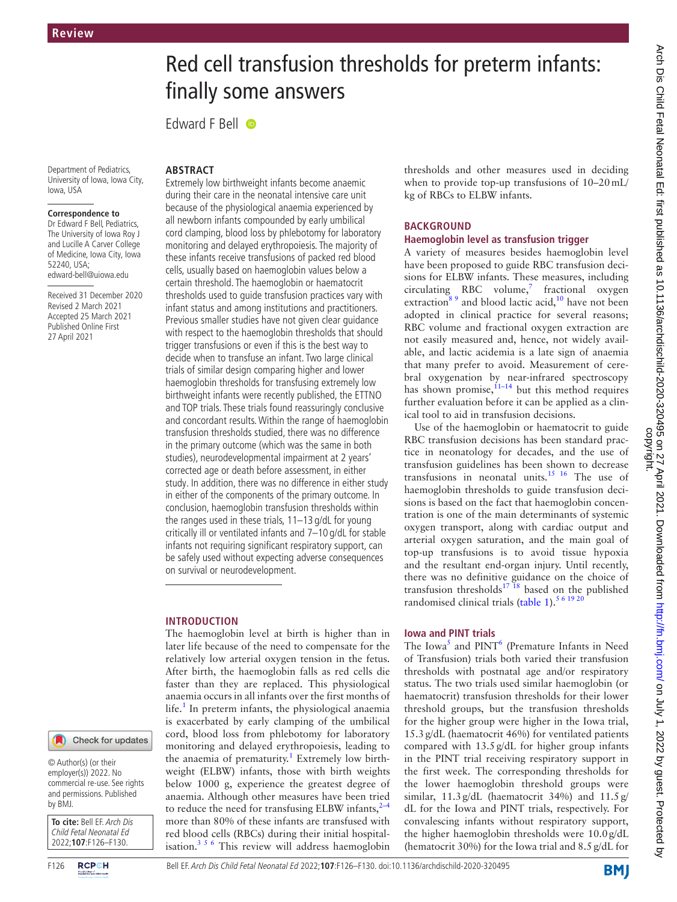Review

# Red cell transfusion thresholds for preterm infants: finally some answers

Edward F Bell

Department of Pediatrics, University of Iowa, Iowa City, Iowa, USA

**Correspondence to**
Dr Edward F Bell, Pediatrics, The University of Iowa Roy J and Lucille A Carver College of Medicine, Iowa City, Iowa 52240, USA; edward-bell@uiowa.edu

Received 31 December 2020
Revised 2 March 2021
Accepted 25 March 2021
Published Online First 27 April 2021

© Author(s) (or their employer(s)) 2022. No commercial re-use. See rights and permissions. Published by BMJ.

**To cite:** Bell EF. *Arch Dis Child Fetal Neonatal Ed* 2022;**107**:F126–F130.

## ABSTRACT

Extremely low birthweight infants become anaemic during their care in the neonatal intensive care unit because of the physiological anaemia experienced by all newborn infants compounded by early umbilical cord clamping, blood loss by phlebotomy for laboratory monitoring and delayed erythropoiesis. The majority of these infants receive transfusions of packed red blood cells, usually based on haemoglobin values below a certain threshold. The haemoglobin or haematocrit thresholds used to guide transfusion practices vary with infant status and among institutions and practitioners. Previous smaller studies have not given clear guidance with respect to the haemoglobin thresholds that should trigger transfusions or even if this is the best way to decide when to transfuse an infant. Two large clinical trials of similar design comparing higher and lower haemoglobin thresholds for transfusing extremely low birthweight infants were recently published, the ETTNO and TOP trials. These trials found reassuringly conclusive and concordant results. Within the range of haemoglobin transfusion thresholds studied, there was no difference in the primary outcome (which was the same in both studies), neurodevelopmental impairment at 2 years' corrected age or death before assessment, in either study. In addition, there was no difference in either study in either of the components of the primary outcome. In conclusion, haemoglobin transfusion thresholds within the ranges used in these trials, 11–13 g/dL for young critically ill or ventilated infants and 7–10 g/dL for stable infants not requiring significant respiratory support, can be safely used without expecting adverse consequences on survival or neurodevelopment.

## INTRODUCTION

The haemoglobin level at birth is higher than in later life because of the need to compensate for the relatively low arterial oxygen tension in the fetus. After birth, the haemoglobin falls as red cells die faster than they are replaced. This physiological anaemia occurs in all infants over the first months of life.[1] In preterm infants, the physiological anaemia is exacerbated by early clamping of the umbilical cord, blood loss from phlebotomy for laboratory monitoring and delayed erythropoiesis, leading to the anaemia of prematurity.[1] Extremely low birthweight (ELBW) infants, those with birth weights below 1000 g, experience the greatest degree of anaemia. Although other measures have been tried to reduce the need for transfusing ELBW infants,[2–4] more than 80% of these infants are transfused with red blood cells (RBCs) during their initial hospitalisation.[3 5 6] This review will address haemoglobin thresholds and other measures used in deciding when to provide top-up transfusions of 10–20 mL/kg of RBCs to ELBW infants.

## BACKGROUND

### Haemoglobin level as transfusion trigger

A variety of measures besides haemoglobin level have been proposed to guide RBC transfusion decisions for ELBW infants. These measures, including circulating RBC volume,[7] fractional oxygen extraction[8 9] and blood lactic acid,[10] have not been adopted in clinical practice for several reasons; RBC volume and fractional oxygen extraction are not easily measured and, hence, not widely available, and lactic acidemia is a late sign of anaemia that many prefer to avoid. Measurement of cerebral oxygenation by near-infrared spectroscopy has shown promise,[11–14] but this method requires further evaluation before it can be applied as a clinical tool to aid in transfusion decisions.

Use of the haemoglobin or haematocrit to guide RBC transfusion decisions has been standard practice in neonatology for decades, and the use of transfusion guidelines has been shown to decrease transfusions in neonatal units.[15 16] The use of haemoglobin thresholds to guide transfusion decisions is based on the fact that haemoglobin concentration is one of the main determinants of systemic oxygen transport, along with cardiac output and arterial oxygen saturation, and the main goal of top-up transfusions is to avoid tissue hypoxia and the resultant end-organ injury. Until recently, there was no definitive guidance on the choice of transfusion thresholds[17 18] based on the published randomised clinical trials (table 1).[5 6 19 20]

### Iowa and PINT trials

The Iowa[5] and PINT[6] (Premature Infants in Need of Transfusion) trials both varied their transfusion thresholds with postnatal age and/or respiratory status. The two trials used similar haemoglobin (or haematocrit) transfusion thresholds for their lower threshold groups, but the transfusion thresholds for the higher group were higher in the Iowa trial, 15.3 g/dL (haematocrit 46%) for ventilated patients compared with 13.5 g/dL for higher group infants in the PINT trial receiving respiratory support in the first week. The corresponding thresholds for the lower haemoglobin threshold groups were similar, 11.3 g/dL (haematocrit 34%) and 11.5 g/dL for the Iowa and PINT trials, respectively. For convalescing infants without respiratory support, the higher haemoglobin thresholds were 10.0 g/dL (hematocrit 30%) for the Iowa trial and 8.5 g/dL for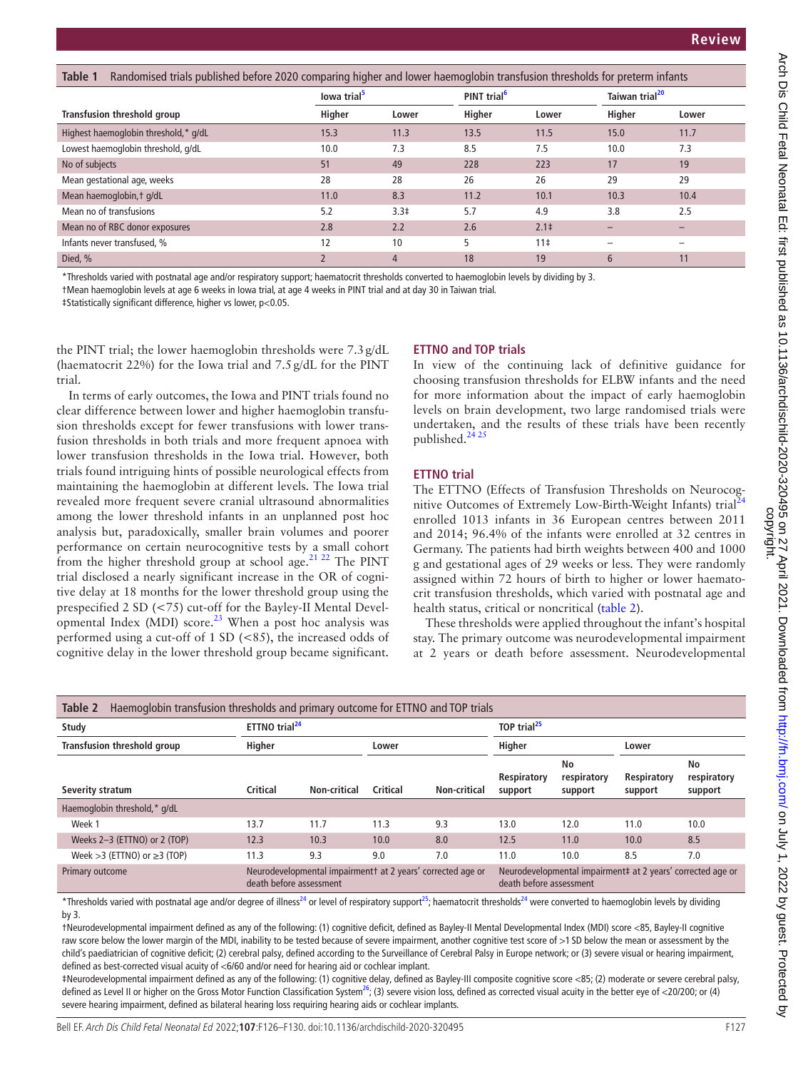**Table 1** Randomised trials published before 2020 comparing higher and lower haemoglobin transfusion thresholds for preterm infants

| | Iowa trial[5] | | PINT trial[6] | | Taiwan trial[20] | |
|---|---|---|---|---|---|---|
| **Transfusion threshold group** | **Higher** | **Lower** | **Higher** | **Lower** | **Higher** | **Lower** |
| Highest haemoglobin threshold,* g/dL | 15.3 | 11.3 | 13.5 | 11.5 | 15.0 | 11.7 |
| Lowest haemoglobin threshold, g/dL | 10.0 | 7.3 | 8.5 | 7.5 | 10.0 | 7.3 |
| No of subjects | 51 | 49 | 228 | 223 | 17 | 19 |
| Mean gestational age, weeks | 28 | 28 | 26 | 26 | 29 | 29 |
| Mean haemoglobin,† g/dL | 11.0 | 8.3 | 11.2 | 10.1 | 10.3 | 10.4 |
| Mean no of transfusions | 5.2 | 3.3‡ | 5.7 | 4.9 | 3.8 | 2.5 |
| Mean no of RBC donor exposures | 2.8 | 2.2 | 2.6 | 2.1‡ | – | – |
| Infants never transfused, % | 12 | 10 | 5 | 11‡ | – | – |
| Died, % | 2 | 4 | 18 | 19 | 6 | 11 |

*Thresholds varied with postnatal age and/or respiratory support; haematocrit thresholds converted to haemoglobin levels by dividing by 3.

†Mean haemoglobin levels at age 6 weeks in Iowa trial, at age 4 weeks in PINT trial and at day 30 in Taiwan trial.

‡Statistically significant difference, higher vs lower, p<0.05.

the PINT trial; the lower haemoglobin thresholds were 7.3 g/dL (haematocrit 22%) for the Iowa trial and 7.5 g/dL for the PINT trial.

In terms of early outcomes, the Iowa and PINT trials found no clear difference between lower and higher haemoglobin transfusion thresholds except for fewer transfusions with lower transfusion thresholds in both trials and more frequent apnoea with lower transfusion thresholds in the Iowa trial. However, both trials found intriguing hints of possible neurological effects from maintaining the haemoglobin at different levels. The Iowa trial revealed more frequent severe cranial ultrasound abnormalities among the lower threshold infants in an unplanned post hoc analysis but, paradoxically, smaller brain volumes and poorer performance on certain neurocognitive tests by a small cohort from the higher threshold group at school age.[21 22] The PINT trial disclosed a nearly significant increase in the OR of cognitive delay at 18 months for the lower threshold group using the prespecified 2 SD (<75) cut-off for the Bayley-II Mental Developmental Index (MDI) score.[23] When a post hoc analysis was performed using a cut-off of 1 SD (<85), the increased odds of cognitive delay in the lower threshold group became significant.

## ETTNO and TOP trials

In view of the continuing lack of definitive guidance for choosing transfusion thresholds for ELBW infants and the need for more information about the impact of early haemoglobin levels on brain development, two large randomised trials were undertaken, and the results of these trials have been recently published.[24 25]

## ETTNO trial

The ETTNO (Effects of Transfusion Thresholds on Neurocognitive Outcomes of Extremely Low-Birth-Weight Infants) trial[24] enrolled 1013 infants in 36 European centres between 2011 and 2014; 96.4% of the infants were enrolled at 32 centres in Germany. The patients had birth weights between 400 and 1000 g and gestational ages of 29 weeks or less. They were randomly assigned within 72 hours of birth to higher or lower haematocrit transfusion thresholds, which varied with postnatal age and health status, critical or noncritical (table 2).

These thresholds were applied throughout the infant's hospital stay. The primary outcome was neurodevelopmental impairment at 2 years or death before assessment. Neurodevelopmental

**Table 2** Haemoglobin transfusion thresholds and primary outcome for ETTNO and TOP trials

| Study | ETTNO trial[24] | | | | TOP trial[25] | | | |
|---|---|---|---|---|---|---|---|---|
| **Transfusion threshold group** | **Higher** | | **Lower** | | **Higher** | | **Lower** | |
| **Severity stratum** | **Critical** | **Non-critical** | **Critical** | **Non-critical** | **Respiratory support** | **No respiratory support** | **Respiratory support** | **No respiratory support** |
| Haemoglobin threshold,* g/dL | | | | | | | | |
| Week 1 | 13.7 | 11.7 | 11.3 | 9.3 | 13.0 | 12.0 | 11.0 | 10.0 |
| Weeks 2–3 (ETTNO) or 2 (TOP) | 12.3 | 10.3 | 10.0 | 8.0 | 12.5 | 11.0 | 10.0 | 8.5 |
| Week >3 (ETTNO) or ≥3 (TOP) | 11.3 | 9.3 | 9.0 | 7.0 | 11.0 | 10.0 | 8.5 | 7.0 |
| Primary outcome | Neurodevelopmental impairment† at 2 years' corrected age or death before assessment | | | | Neurodevelopmental impairment‡ at 2 years' corrected age or death before assessment | | | |

*Thresholds varied with postnatal age and/or degree of illness[24] or level of respiratory support[25]; haematocrit thresholds[24] were converted to haemoglobin levels by dividing by 3.

†Neurodevelopmental impairment defined as any of the following: (1) cognitive deficit, defined as Bayley-II Mental Developmental Index (MDI) score <85, Bayley-II cognitive raw score below the lower margin of the MDI, inability to be tested because of severe impairment, another cognitive test score of >1 SD below the mean or assessment by the child's paediatrician of cognitive deficit; (2) cerebral palsy, defined according to the Surveillance of Cerebral Palsy in Europe network; or (3) severe visual or hearing impairment, defined as best-corrected visual acuity of <6/60 and/or need for hearing aid or cochlear implant.

‡Neurodevelopmental impairment defined as any of the following: (1) cognitive delay, defined as Bayley-III composite cognitive score <85; (2) moderate or severe cerebral palsy, defined as Level II or higher on the Gross Motor Function Classification System[26]; (3) severe vision loss, defined as corrected visual acuity in the better eye of <20/200; or (4) severe hearing impairment, defined as bilateral hearing loss requiring hearing aids or cochlear implants.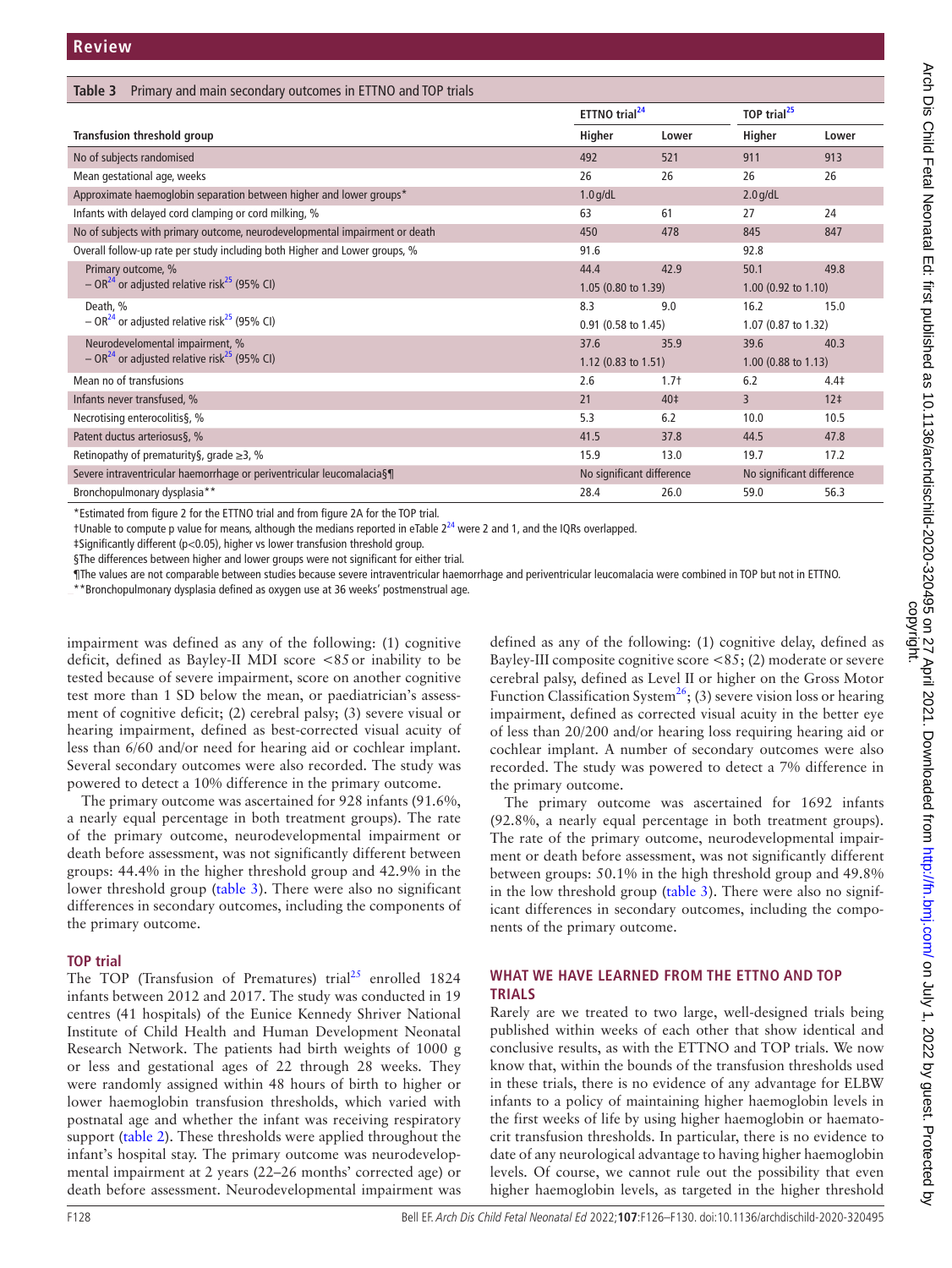**Table 3** Primary and main secondary outcomes in ETTNO and TOP trials

| | ETTNO trial[24] | | TOP trial[25] | |
|---|---|---|---|---|
| **Transfusion threshold group** | **Higher** | **Lower** | **Higher** | **Lower** |
| No of subjects randomised | 492 | 521 | 911 | 913 |
| Mean gestational age, weeks | 26 | 26 | 26 | 26 |
| Approximate haemoglobin separation between higher and lower groups* | 1.0 g/dL | | 2.0 g/dL | |
| Infants with delayed cord clamping or cord milking, % | 63 | 61 | 27 | 24 |
| No of subjects with primary outcome, neurodevelopmental impairment or death | 450 | 478 | 845 | 847 |
| Overall follow-up rate per study including both Higher and Lower groups, % | 91.6 | | 92.8 | |
| Primary outcome, % | 44.4 | 42.9 | 50.1 | 49.8 |
| – OR[24] or adjusted relative risk[25] (95% CI) | 1.05 (0.80 to 1.39) | | 1.00 (0.92 to 1.10) | |
| Death, % | 8.3 | 9.0 | 16.2 | 15.0 |
| – OR[24] or adjusted relative risk[25] (95% CI) | 0.91 (0.58 to 1.45) | | 1.07 (0.87 to 1.32) | |
| Neurodevelopmental impairment, % | 37.6 | 35.9 | 39.6 | 40.3 |
| – OR[24] or adjusted relative risk[25] (95% CI) | 1.12 (0.83 to 1.51) | | 1.00 (0.88 to 1.13) | |
| Mean no of transfusions | 2.6 | 1.7† | 6.2 | 4.4‡ |
| Infants never transfused, % | 21 | 40‡ | 3 | 12‡ |
| Necrotising enterocolitis§, % | 5.3 | 6.2 | 10.0 | 10.5 |
| Patent ductus arteriosus§, % | 41.5 | 37.8 | 44.5 | 47.8 |
| Retinopathy of prematurity§, grade ≥3, % | 15.9 | 13.0 | 19.7 | 17.2 |
| Severe intraventricular haemorrhage or periventricular leucomalacia§¶ | No significant difference | | No significant difference | |
| Bronchopulmonary dysplasia** | 28.4 | 26.0 | 59.0 | 56.3 |

*Estimated from figure 2 for the ETTNO trial and from figure 2A for the TOP trial.

†Unable to compute p value for means, although the medians reported in eTable 2[24] were 2 and 1, and the IQRs overlapped.

‡Significantly different ($p<0.05$), higher vs lower transfusion threshold group.

§The differences between higher and lower groups were not significant for either trial.

¶The values are not comparable between studies because severe intraventricular haemorrhage and periventricular leucomalacia were combined in TOP but not in ETTNO.

**Bronchopulmonary dysplasia defined as oxygen use at 36 weeks' postmenstrual age.

impairment was defined as any of the following: (1) cognitive deficit, defined as Bayley-II MDI score <85 or inability to be tested because of severe impairment, score on another cognitive test more than 1 SD below the mean, or paediatrician's assessment of cognitive deficit; (2) cerebral palsy; (3) severe visual or hearing impairment, defined as best-corrected visual acuity of less than 6/60 and/or need for hearing aid or cochlear implant. Several secondary outcomes were also recorded. The study was powered to detect a 10% difference in the primary outcome.

The primary outcome was ascertained for 928 infants (91.6%, a nearly equal percentage in both treatment groups). The rate of the primary outcome, neurodevelopmental impairment or death before assessment, was not significantly different between groups: 44.4% in the higher threshold group and 42.9% in the lower threshold group (table 3). There were also no significant differences in secondary outcomes, including the components of the primary outcome.

### TOP trial

The TOP (Transfusion of Prematures) trial[25] enrolled 1824 infants between 2012 and 2017. The study was conducted in 19 centres (41 hospitals) of the Eunice Kennedy Shriver National Institute of Child Health and Human Development Neonatal Research Network. The patients had birth weights of 1000 g or less and gestational ages of 22 through 28 weeks. They were randomly assigned within 48 hours of birth to higher or lower haemoglobin transfusion thresholds, which varied with postnatal age and whether the infant was receiving respiratory support (table 2). These thresholds were applied throughout the infant's hospital stay. The primary outcome was neurodevelopmental impairment at 2 years (22–26 months' corrected age) or death before assessment. Neurodevelopmental impairment was defined as any of the following: (1) cognitive delay, defined as Bayley-III composite cognitive score <85; (2) moderate or severe cerebral palsy, defined as Level II or higher on the Gross Motor Function Classification System[26]; (3) severe vision loss or hearing impairment, defined as corrected visual acuity in the better eye of less than 20/200 and/or hearing loss requiring hearing aid or cochlear implant. A number of secondary outcomes were also recorded. The study was powered to detect a 7% difference in the primary outcome.

The primary outcome was ascertained for 1692 infants (92.8%, a nearly equal percentage in both treatment groups). The rate of the primary outcome, neurodevelopmental impairment or death before assessment, was not significantly different between groups: 50.1% in the high threshold group and 49.8% in the low threshold group (table 3). There were also no significant differences in secondary outcomes, including the components of the primary outcome.

## WHAT WE HAVE LEARNED FROM THE ETTNO AND TOP TRIALS

Rarely are we treated to two large, well-designed trials being published within weeks of each other that show identical and conclusive results, as with the ETTNO and TOP trials. We now know that, within the bounds of the transfusion thresholds used in these trials, there is no evidence of any advantage for ELBW infants to a policy of maintaining higher haemoglobin levels in the first weeks of life by using higher haemoglobin or haematocrit transfusion thresholds. In particular, there is no evidence to date of any neurological advantage to having higher haemoglobin levels. Of course, we cannot rule out the possibility that even higher haemoglobin levels, as targeted in the higher threshold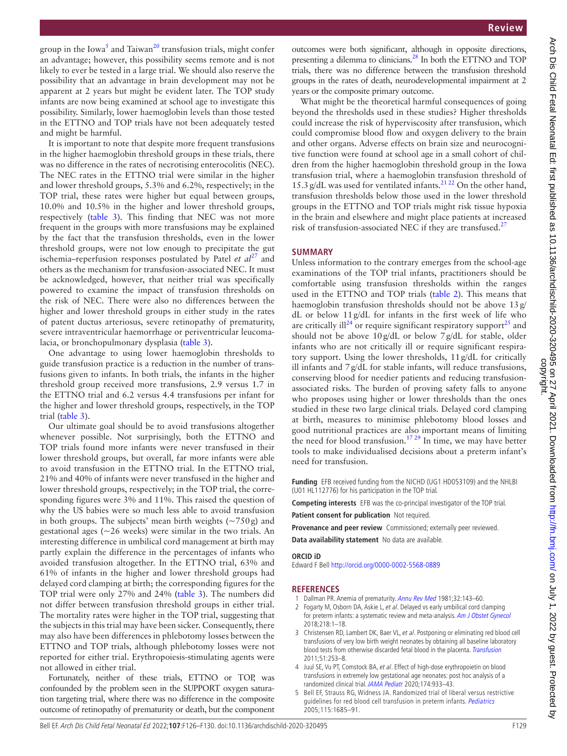group in the Iowa[5] and Taiwan[20] transfusion trials, might confer an advantage; however, this possibility seems remote and is not likely to ever be tested in a large trial. We should also reserve the possibility that an advantage in brain development may not be apparent at 2 years but might be evident later. The TOP study infants are now being examined at school age to investigate this possibility. Similarly, lower haemoglobin levels than those tested in the ETTNO and TOP trials have not been adequately tested and might be harmful.

It is important to note that despite more frequent transfusions in the higher haemoglobin threshold groups in these trials, there was no difference in the rates of necrotising enterocolitis (NEC). The NEC rates in the ETTNO trial were similar in the higher and lower threshold groups, 5.3% and 6.2%, respectively; in the TOP trial, these rates were higher but equal between groups, 10.0% and 10.5% in the higher and lower threshold groups, respectively (table 3). This finding that NEC was not more frequent in the groups with more transfusions may be explained by the fact that the transfusion thresholds, even in the lower threshold groups, were not low enough to precipitate the gut ischemia–reperfusion responses postulated by Patel *et al*[27] and others as the mechanism for transfusion-associated NEC. It must be acknowledged, however, that neither trial was specifically powered to examine the impact of transfusion thresholds on the risk of NEC. There were also no differences between the higher and lower threshold groups in either study in the rates of patent ductus arteriosus, severe retinopathy of prematurity, severe intraventricular haemorrhage or periventricular leucomalacia, or bronchopulmonary dysplasia (table 3).

One advantage to using lower haemoglobin thresholds to guide transfusion practice is a reduction in the number of transfusions given to infants. In both trials, the infants in the higher threshold group received more transfusions, 2.9 versus 1.7 in the ETTNO trial and 6.2 versus 4.4 transfusions per infant for the higher and lower threshold groups, respectively, in the TOP trial (table 3).

Our ultimate goal should be to avoid transfusions altogether whenever possible. Not surprisingly, both the ETTNO and TOP trials found more infants were never transfused in their lower threshold groups, but overall, far more infants were able to avoid transfusion in the ETTNO trial. In the ETTNO trial, 21% and 40% of infants were never transfused in the higher and lower threshold groups, respectively; in the TOP trial, the corresponding figures were 3% and 11%. This raised the question of why the US babies were so much less able to avoid transfusion in both groups. The subjects' mean birth weights (~750 g) and gestational ages (~26 weeks) were similar in the two trials. An interesting difference in umbilical cord management at birth may partly explain the difference in the percentages of infants who avoided transfusion altogether. In the ETTNO trial, 63% and 61% of infants in the higher and lower threshold groups had delayed cord clamping at birth; the corresponding figures for the TOP trial were only 27% and 24% (table 3). The numbers did not differ between transfusion threshold groups in either trial. The mortality rates were higher in the TOP trial, suggesting that the subjects in this trial may have been sicker. Consequently, there may also have been differences in phlebotomy losses between the ETTNO and TOP trials, although phlebotomy losses were not reported for either trial. Erythropoiesis-stimulating agents were not allowed in either trial.

Fortunately, neither of these trials, ETTNO or TOP, was confounded by the problem seen in the SUPPORT oxygen saturation targeting trial, where there was no difference in the composite outcome of retinopathy of prematurity or death, but the component outcomes were both significant, although in opposite directions, presenting a dilemma to clinicians.[28] In both the ETTNO and TOP trials, there was no difference between the transfusion threshold groups in the rates of death, neurodevelopmental impairment at 2 years or the composite primary outcome.

What might be the theoretical harmful consequences of going beyond the thresholds used in these studies? Higher thresholds could increase the risk of hyperviscosity after transfusion, which could compromise blood flow and oxygen delivery to the brain and other organs. Adverse effects on brain size and neurocognitive function were found at school age in a small cohort of children from the higher haemoglobin threshold group in the Iowa transfusion trial, where a haemoglobin transfusion threshold of 15.3 g/dL was used for ventilated infants.[21,22] On the other hand, transfusion thresholds below those used in the lower threshold groups in the ETTNO and TOP trials might risk tissue hypoxia in the brain and elsewhere and might place patients at increased risk of transfusion-associated NEC if they are transfused.[27]

## SUMMARY

Unless information to the contrary emerges from the school-age examinations of the TOP trial infants, practitioners should be comfortable using transfusion thresholds within the ranges used in the ETTNO and TOP trials (table 2). This means that haemoglobin transfusion thresholds should not be above 13 g/dL or below 11 g/dL for infants in the first week of life who are critically ill[24] or require significant respiratory support[25] and should not be above 10 g/dL or below 7 g/dL for stable, older infants who are not critically ill or require significant respiratory support. Using the lower thresholds, 11 g/dL for critically ill infants and 7 g/dL for stable infants, will reduce transfusions, conserving blood for needier patients and reducing transfusion-associated risks. The burden of proving safety falls to anyone who proposes using higher or lower thresholds than the ones studied in these two large clinical trials. Delayed cord clamping at birth, measures to minimise phlebotomy blood losses and good nutritional practices are also important means of limiting the need for blood transfusion.[17,29] In time, we may have better tools to make individualised decisions about a preterm infant's need for transfusion.

**Funding** EFB received funding from the NICHD (UG1 HD053109) and the NHLBI (U01 HL112776) for his participation in the TOP trial.

**Competing interests** EFB was the co-principal investigator of the TOP trial.

**Patient consent for publication** Not required.

**Provenance and peer review** Commissioned; externally peer reviewed.

**Data availability statement** No data are available.

**ORCID iD**

Edward F Bell http://orcid.org/0000-0002-5568-0889

## REFERENCES

1. Dallman PR. Anemia of prematurity. *Annu Rev Med* 1981;32:143–60.
2. Fogarty M, Osborn DA, Askie L, *et al*. Delayed vs early umbilical cord clamping for preterm infants: a systematic review and meta-analysis. *Am J Obstet Gynecol* 2018;218:1–18.
3. Christensen RD, Lambert DK, Baer VL, *et al*. Postponing or eliminating red blood cell transfusions of very low birth weight neonates by obtaining all baseline laboratory blood tests from otherwise discarded fetal blood in the placenta. *Transfusion* 2011;51:253–8.
4. Juul SE, Vu PT, Comstock BA, *et al*. Effect of high-dose erythropoietin on blood transfusions in extremely low gestational age neonates: post hoc analysis of a randomized clinical trial. *JAMA Pediatr* 2020;174:933–43.
5. Bell EF, Strauss RG, Widness JA. Randomized trial of liberal versus restrictive guidelines for red blood cell transfusion in preterm infants. *Pediatrics* 2005;115:1685–91.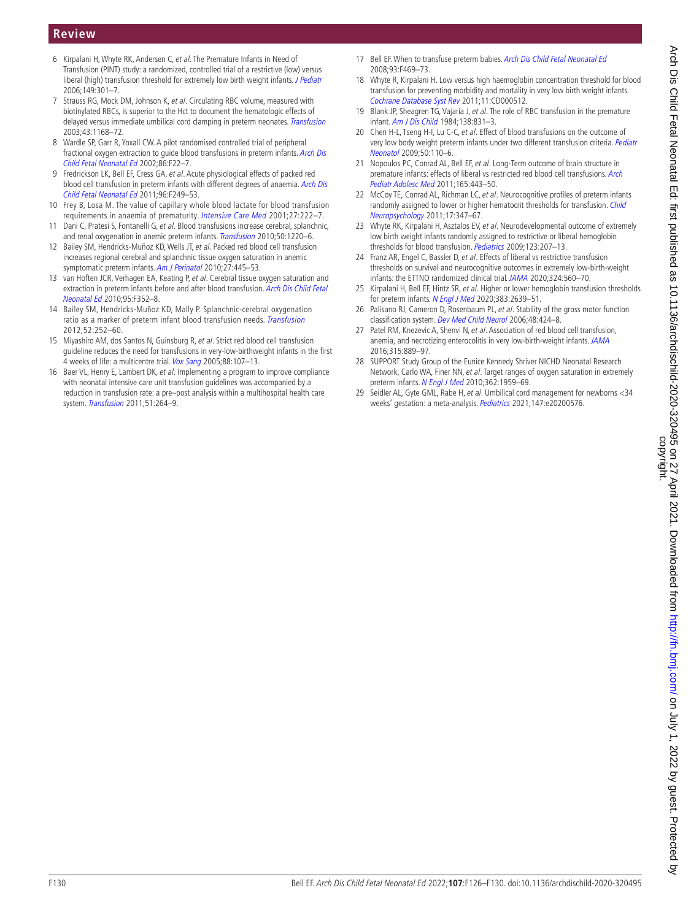6. Kirpalani H, Whyte RK, Andersen C, *et al*. The Premature Infants in Need of Transfusion (PINT) study: a randomized, controlled trial of a restrictive (low) versus liberal (high) transfusion threshold for extremely low birth weight infants. *J Pediatr* 2006;149:301–7.
7. Strauss RG, Mock DM, Johnson K, *et al*. Circulating RBC volume, measured with biotinylated RBCs, is superior to the Hct to document the hematologic effects of delayed versus immediate umbilical cord clamping in preterm neonates. *Transfusion* 2003;43:1168–72.
8. Wardle SP, Garr R, Yoxall CW. A pilot randomised controlled trial of peripheral fractional oxygen extraction to guide blood transfusions in preterm infants. *Arch Dis Child Fetal Neonatal Ed* 2002;86:F22–7.
9. Fredrickson LK, Bell EF, Cress GA, *et al*. Acute physiological effects of packed red blood cell transfusion in preterm infants with different degrees of anaemia. *Arch Dis Child Fetal Neonatal Ed* 2011;96:F249–53.
10. Frey B, Losa M. The value of capillary whole blood lactate for blood transfusion requirements in anaemia of prematurity. *Intensive Care Med* 2001;27:222–7.
11. Dani C, Pratesi S, Fontanelli G, *et al*. Blood transfusions increase cerebral, splanchnic, and renal oxygenation in anemic preterm infants. *Transfusion* 2010;50:1220–6.
12. Bailey SM, Hendricks-Muñoz KD, Wells JT, *et al*. Packed red blood cell transfusion increases regional cerebral and splanchnic tissue oxygen saturation in anemic symptomatic preterm infants. *Am J Perinatol* 2010;27:445–53.
13. van Hoften JCR, Verhagen EA, Keating P, *et al*. Cerebral tissue oxygen saturation and extraction in preterm infants before and after blood transfusion. *Arch Dis Child Fetal Neonatal Ed* 2010;95:F352–8.
14. Bailey SM, Hendricks-Muñoz KD, Mally P. Splanchnic-cerebral oxygenation ratio as a marker of preterm infant blood transfusion needs. *Transfusion* 2012;52:252–60.
15. Miyashiro AM, dos Santos N, Guinsburg R, *et al*. Strict red blood cell transfusion guideline reduces the need for transfusions in very-low-birthweight infants in the first 4 weeks of life: a multicentre trial. *Vox Sang* 2005;88:107–13.
16. Baer VL, Henry E, Lambert DK, *et al*. Implementing a program to improve compliance with neonatal intensive care unit transfusion guidelines was accompanied by a reduction in transfusion rate: a pre–post analysis within a multihospital health care system. *Transfusion* 2011;51:264–9.
17. Bell EF. When to transfuse preterm babies. *Arch Dis Child Fetal Neonatal Ed* 2008;93:F469–73.
18. Whyte R, Kirpalani H. Low versus high haemoglobin concentration threshold for blood transfusion for preventing morbidity and mortality in very low birth weight infants. *Cochrane Database Syst Rev* 2011;11:CD000512.
19. Blank JP, Sheagren TG, Vajaria J, *et al*. The role of RBC transfusion in the premature infant. *Am J Dis Child* 1984;138:831–3.
20. Chen H-L, Tseng H-I, Lu C-C, *et al*. Effect of blood transfusions on the outcome of very low body weight preterm infants under two different transfusion criteria. *Pediatr Neonatol* 2009;50:110–6.
21. Nopoulos PC, Conrad AL, Bell EF, *et al*. Long-Term outcome of brain structure in premature infants: effects of liberal vs restricted red blood cell transfusions. *Arch Pediatr Adolesc Med* 2011;165:443–50.
22. McCoy TE, Conrad AL, Richman LC, *et al*. Neurocognitive profiles of preterm infants randomly assigned to lower or higher hematocrit thresholds for transfusion. *Child Neuropsychology* 2011;17:347–67.
23. Whyte RK, Kirpalani H, Asztalos EV, *et al*. Neurodevelopmental outcome of extremely low birth weight infants randomly assigned to restrictive or liberal hemoglobin thresholds for blood transfusion. *Pediatrics* 2009;123:207–13.
24. Franz AR, Engel C, Bassler D, *et al*. Effects of liberal vs restrictive transfusion thresholds on survival and neurocognitive outcomes in extremely low-birth-weight infants: the ETTNO randomized clinical trial. *JAMA* 2020;324:560–70.
25. Kirpalani H, Bell EF, Hintz SR, *et al*. Higher or lower hemoglobin transfusion thresholds for preterm infants. *N Engl J Med* 2020;383:2639–51.
26. Palisano RJ, Cameron D, Rosenbaum PL, *et al*. Stability of the gross motor function classification system. *Dev Med Child Neurol* 2006;48:424–8.
27. Patel RM, Knezevic A, Shenvi N, *et al*. Association of red blood cell transfusion, anemia, and necrotizing enterocolitis in very low-birth-weight infants. *JAMA* 2016;315:889–97.
28. SUPPORT Study Group of the Eunice Kennedy Shriver NICHD Neonatal Research Network, Carlo WA, Finer NN, *et al*. Target ranges of oxygen saturation in extremely preterm infants. *N Engl J Med* 2010;362:1959–69.
29. Seidler AL, Gyte GML, Rabe H, *et al*. Umbilical cord management for newborns <34 weeks' gestation: a meta-analysis. *Pediatrics* 2021;147:e20200576.